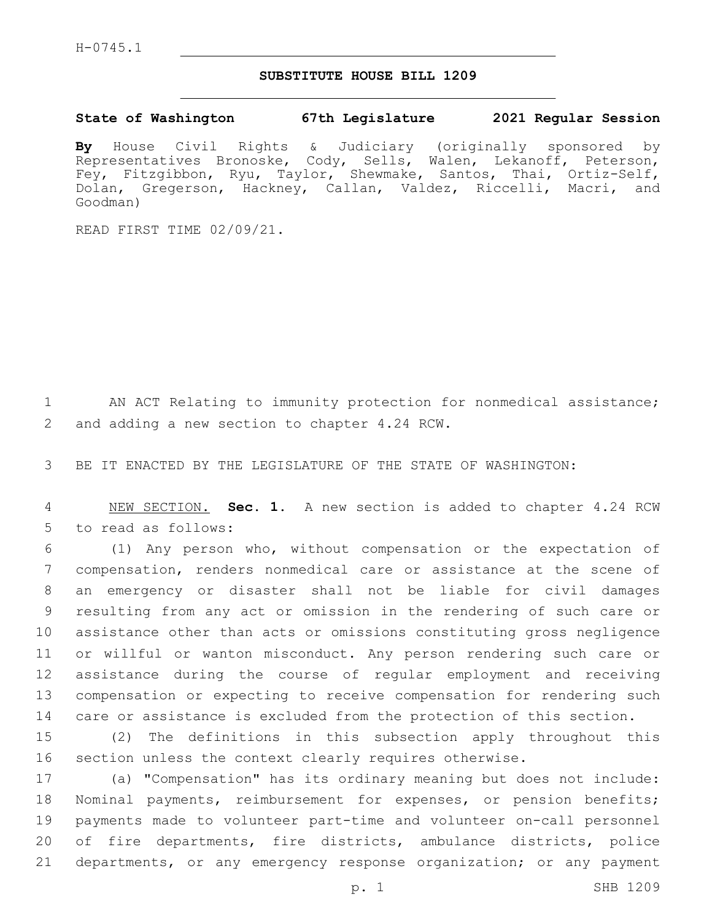H-0745.1

## SUBSTITUTE HOUSE BILL 1209

**State of Washington 67th Legislature 2021 Regular Session**

**By** House Civil Rights & Judiciary (originally sponsored by Representatives Bronoske, Cody, Sells, Walen, Lekanoff, Peterson, Fey, Fitzgibbon, Ryu, Taylor, Shewmake, Santos, Thai, Ortiz-Self, Dolan, Gregerson, Hackney, Callan, Valdez, Riccelli, Macri, and Goodman)

READ FIRST TIME 02/09/21.

AN ACT Relating to immunity protection for nonmedical assistance; and adding a new section to chapter 4.24 RCW.

BE IT ENACTED BY THE LEGISLATURE OF THE STATE OF WASHINGTON:

NEW SECTION. **Sec. 1.** A new section is added to chapter 4.24 RCW to read as follows:

(1) Any person who, without compensation or the expectation of compensation, renders nonmedical care or assistance at the scene of an emergency or disaster shall not be liable for civil damages resulting from any act or omission in the rendering of such care or assistance other than acts or omissions constituting gross negligence or willful or wanton misconduct. Any person rendering such care or assistance during the course of regular employment and receiving compensation or expecting to receive compensation for rendering such care or assistance is excluded from the protection of this section.

(2) The definitions in this subsection apply throughout this section unless the context clearly requires otherwise.

(a) "Compensation" has its ordinary meaning but does not include: Nominal payments, reimbursement for expenses, or pension benefits; payments made to volunteer part-time and volunteer on-call personnel of fire departments, fire districts, ambulance districts, police departments, or any emergency response organization; or any payment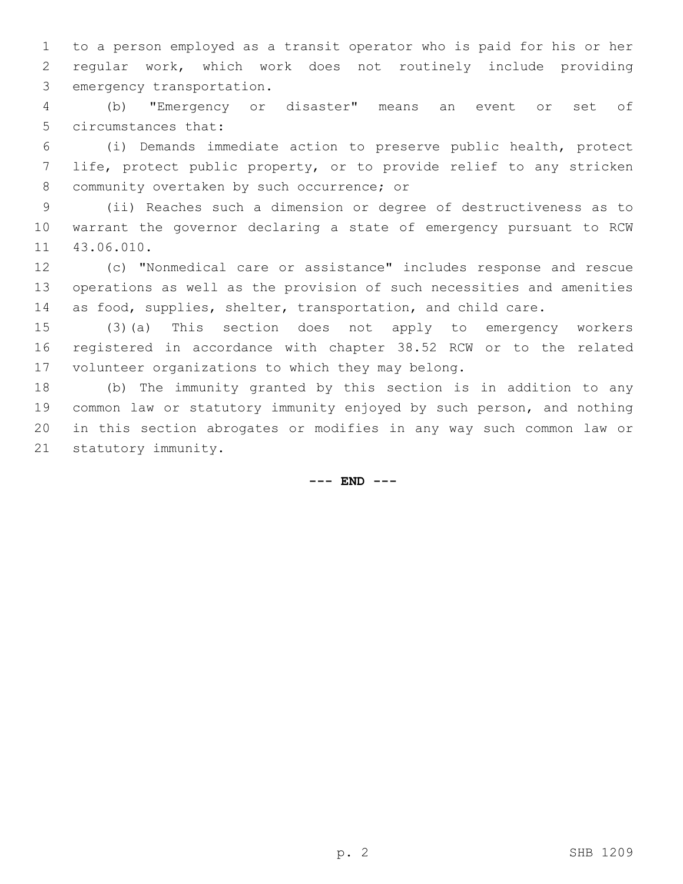to a person employed as a transit operator who is paid for his or her regular work, which work does not routinely include providing emergency transportation.

(b) "Emergency or disaster" means an event or set of circumstances that:

(i) Demands immediate action to preserve public health, protect life, protect public property, or to provide relief to any stricken community overtaken by such occurrence; or

(ii) Reaches such a dimension or degree of destructiveness as to warrant the governor declaring a state of emergency pursuant to RCW 43.06.010.

(c) "Nonmedical care or assistance" includes response and rescue operations as well as the provision of such necessities and amenities as food, supplies, shelter, transportation, and child care.

(3)(a) This section does not apply to emergency workers registered in accordance with chapter 38.52 RCW or to the related volunteer organizations to which they may belong.

(b) The immunity granted by this section is in addition to any common law or statutory immunity enjoyed by such person, and nothing in this section abrogates or modifies in any way such common law or statutory immunity.

**--- END ---**